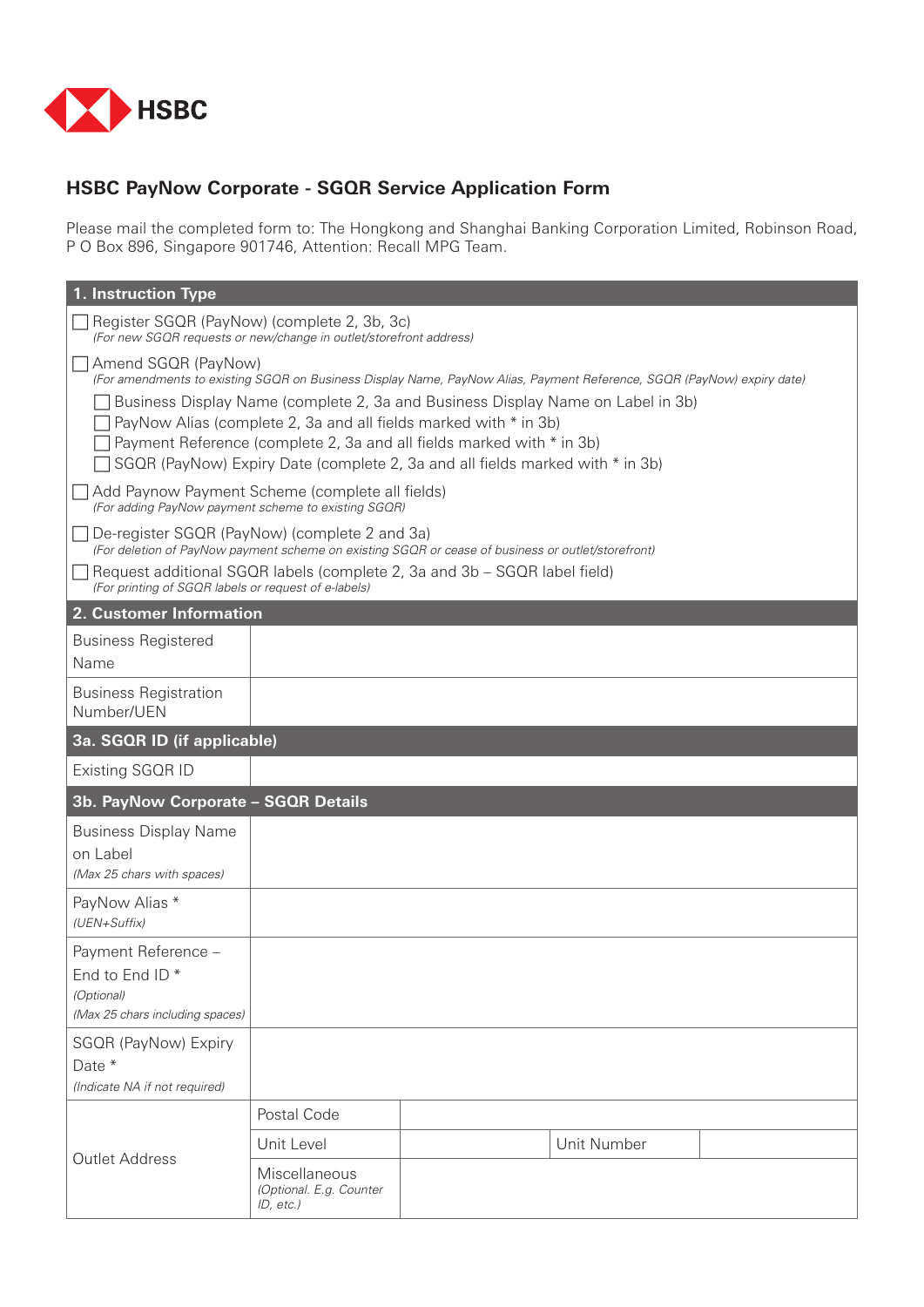HSBC

# HSBC PayNow Corporate - SGQR Service Application Form

Please mail the completed form to: The Hongkong and Shanghai Banking Corporation Limited, Robinson Road, P O Box 896, Singapore 901746, Attention: Recall MPG Team.

## 1. Instruction Type

- ☐ Register SGQR (PayNow) (complete 2, 3b, 3c)
  *(For new SGQR requests or new/change in outlet/storefront address)*
- ☐ Amend SGQR (PayNow)
  *(For amendments to existing SGQR on Business Display Name, PayNow Alias, Payment Reference, SGQR (PayNow) expiry date)*
  - ☐ Business Display Name (complete 2, 3a and Business Display Name on Label in 3b)
  - ☐ PayNow Alias (complete 2, 3a and all fields marked with * in 3b)
  - ☐ Payment Reference (complete 2, 3a and all fields marked with * in 3b)
  - ☐ SGQR (PayNow) Expiry Date (complete 2, 3a and all fields marked with * in 3b)
- ☐ Add Paynow Payment Scheme (complete all fields)
  *(For adding PayNow payment scheme to existing SGQR)*
- ☐ De-register SGQR (PayNow) (complete 2 and 3a)
  *(For deletion of PayNow payment scheme on existing SGQR or cease of business or outlet/storefront)*
- ☐ Request additional SGQR labels (complete 2, 3a and 3b – SGQR label field)
  *(For printing of SGQR labels or request of e-labels)*

## 2. Customer Information

| Field | |
|---|---|
| Business Registered Name | |
| Business Registration Number/UEN | |

## 3a. SGQR ID (if applicable)

| Field | |
|---|---|
| Existing SGQR ID | |

## 3b. PayNow Corporate – SGQR Details

| Field | | | | |
|---|---|---|---|---|
| Business Display Name on Label *(Max 25 chars with spaces)* | | | | |
| PayNow Alias * *(UEN+Suffix)* | | | | |
| Payment Reference – End to End ID * *(Optional)* *(Max 25 chars including spaces)* | | | | |
| SGQR (PayNow) Expiry Date * *(Indicate NA if not required)* | | | | |
| Outlet Address | Postal Code | | | |
| | Unit Level | | Unit Number | |
| | Miscellaneous *(Optional. E.g. Counter ID, etc.)* | | | |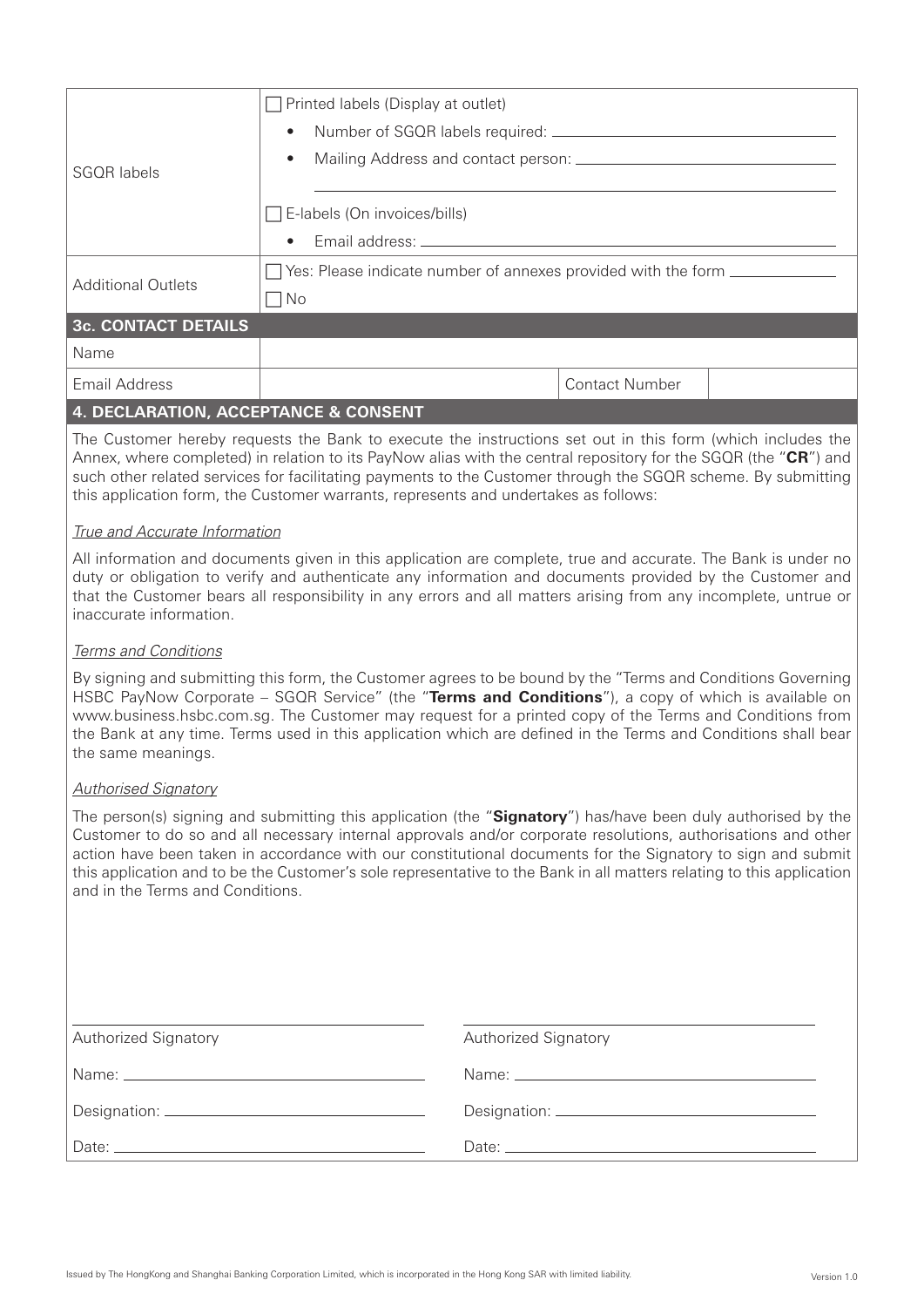| SGQR labels | ☐ Printed labels (Display at outlet)<br>• Number of SGQR labels required: ______<br>• Mailing Address and contact person: ______<br>______<br>☐ E-labels (On invoices/bills)<br>• Email address: ______ |
| --- | --- |
| Additional Outlets | ☐ Yes: Please indicate number of annexes provided with the form ______<br>☐ No |

## 3c. CONTACT DETAILS

| Name | | | |
| --- | --- | --- | --- |
| Email Address | | Contact Number | |

## 4. DECLARATION, ACCEPTANCE & CONSENT

The Customer hereby requests the Bank to execute the instructions set out in this form (which includes the Annex, where completed) in relation to its PayNow alias with the central repository for the SGQR (the "**CR**") and such other related services for facilitating payments to the Customer through the SGQR scheme. By submitting this application form, the Customer warrants, represents and undertakes as follows:

*True and Accurate Information*

All information and documents given in this application are complete, true and accurate. The Bank is under no duty or obligation to verify and authenticate any information and documents provided by the Customer and that the Customer bears all responsibility in any errors and all matters arising from any incomplete, untrue or inaccurate information.

*Terms and Conditions*

By signing and submitting this form, the Customer agrees to be bound by the "Terms and Conditions Governing HSBC PayNow Corporate – SGQR Service" (the "**Terms and Conditions**"), a copy of which is available on www.business.hsbc.com.sg. The Customer may request for a printed copy of the Terms and Conditions from the Bank at any time. Terms used in this application which are defined in the Terms and Conditions shall bear the same meanings.

*Authorised Signatory*

The person(s) signing and submitting this application (the "**Signatory**") has/have been duly authorised by the Customer to do so and all necessary internal approvals and/or corporate resolutions, authorisations and other action have been taken in accordance with our constitutional documents for the Signatory to sign and submit this application and to be the Customer's sole representative to the Bank in all matters relating to this application and in the Terms and Conditions.

______________________________ ______________________________

Authorized Signatory | Authorized Signatory

Name: ______ | Name: ______

Designation: ______ | Designation: ______

Date: ______ | Date: ______

Issued by The HongKong and Shanghai Banking Corporation Limited, which is incorporated in the Hong Kong SAR with limited liability.

Version 1.0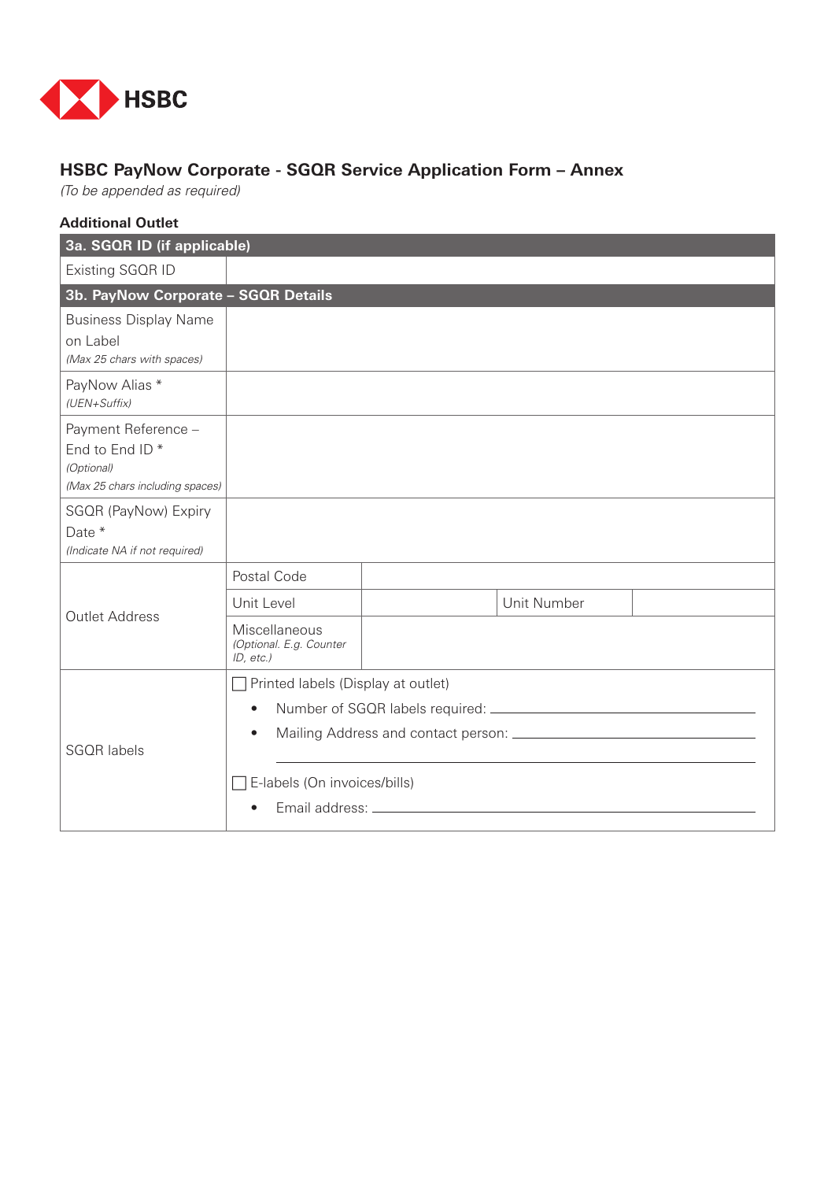## HSBC PayNow Corporate - SGQR Service Application Form – Annex

*(To be appended as required)*

### Additional Outlet

| 3a. SGQR ID (if applicable) | | | | |
|---|---|---|---|---|
| Existing SGQR ID | | | | |
| **3b. PayNow Corporate – SGQR Details** | | | | |
| Business Display Name on Label *(Max 25 chars with spaces)* | | | | |
| PayNow Alias * *(UEN+Suffix)* | | | | |
| Payment Reference – End to End ID * *(Optional)* *(Max 25 chars including spaces)* | | | | |
| SGQR (PayNow) Expiry Date * *(Indicate NA if not required)* | | | | |
| Outlet Address | Postal Code | | | |
| | Unit Level | | Unit Number | |
| | Miscellaneous *(Optional. E.g. Counter ID, etc.)* | | | |
| SGQR labels | ☐ Printed labels (Display at outlet)<br>• Number of SGQR labels required: ______________<br>• Mailing Address and contact person: ______________<br>______________<br>☐ E-labels (On invoices/bills)<br>• Email address: ______________ | | | |